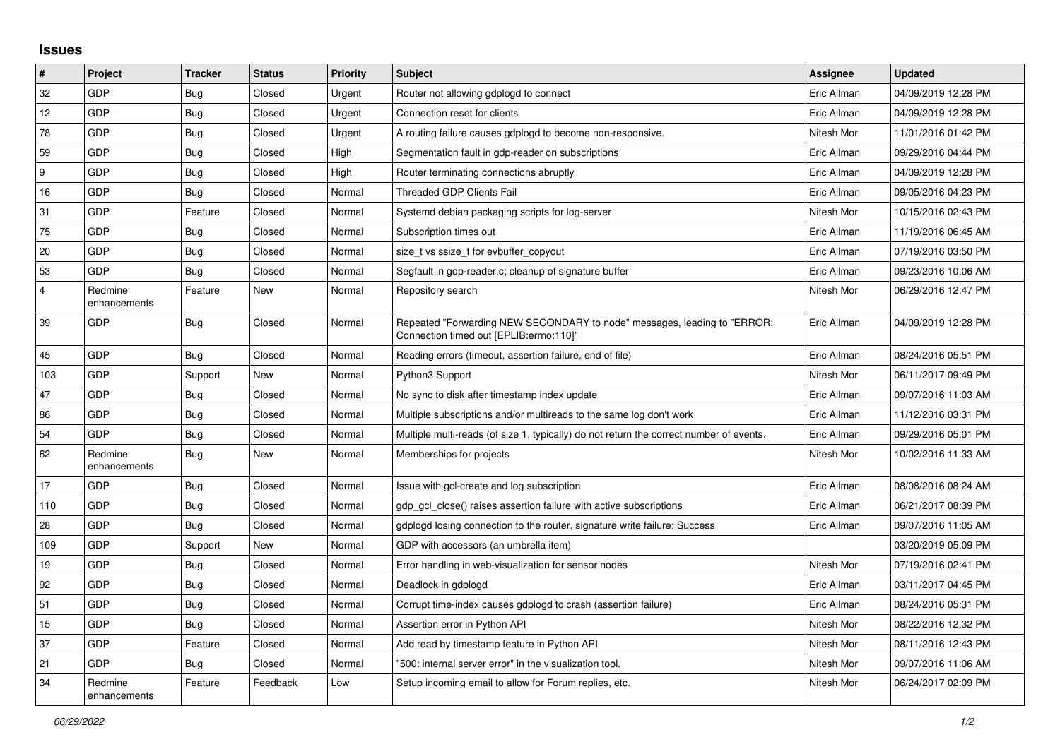## Issues

| # | Project | Tracker | Status | Priority | Subject | Assignee | Updated |
|---|---|---|---|---|---|---|---|
| 32 | GDP | Bug | Closed | Urgent | Router not allowing gdplogd to connect | Eric Allman | 04/09/2019 12:28 PM |
| 12 | GDP | Bug | Closed | Urgent | Connection reset for clients | Eric Allman | 04/09/2019 12:28 PM |
| 78 | GDP | Bug | Closed | Urgent | A routing failure causes gdplogd to become non-responsive. | Nitesh Mor | 11/01/2016 01:42 PM |
| 59 | GDP | Bug | Closed | High | Segmentation fault in gdp-reader on subscriptions | Eric Allman | 09/29/2016 04:44 PM |
| 9 | GDP | Bug | Closed | High | Router terminating connections abruptly | Eric Allman | 04/09/2019 12:28 PM |
| 16 | GDP | Bug | Closed | Normal | Threaded GDP Clients Fail | Eric Allman | 09/05/2016 04:23 PM |
| 31 | GDP | Feature | Closed | Normal | Systemd debian packaging scripts for log-server | Nitesh Mor | 10/15/2016 02:43 PM |
| 75 | GDP | Bug | Closed | Normal | Subscription times out | Eric Allman | 11/19/2016 06:45 AM |
| 20 | GDP | Bug | Closed | Normal | size_t vs ssize_t for evbuffer_copyout | Eric Allman | 07/19/2016 03:50 PM |
| 53 | GDP | Bug | Closed | Normal | Segfault in gdp-reader.c; cleanup of signature buffer | Eric Allman | 09/23/2016 10:06 AM |
| 4 | Redmine enhancements | Feature | New | Normal | Repository search | Nitesh Mor | 06/29/2016 12:47 PM |
| 39 | GDP | Bug | Closed | Normal | Repeated "Forwarding NEW SECONDARY to node" messages, leading to "ERROR: Connection timed out [EPLIB:errno:110]" | Eric Allman | 04/09/2019 12:28 PM |
| 45 | GDP | Bug | Closed | Normal | Reading errors (timeout, assertion failure, end of file) | Eric Allman | 08/24/2016 05:51 PM |
| 103 | GDP | Support | New | Normal | Python3 Support | Nitesh Mor | 06/11/2017 09:49 PM |
| 47 | GDP | Bug | Closed | Normal | No sync to disk after timestamp index update | Eric Allman | 09/07/2016 11:03 AM |
| 86 | GDP | Bug | Closed | Normal | Multiple subscriptions and/or multireads to the same log don't work | Eric Allman | 11/12/2016 03:31 PM |
| 54 | GDP | Bug | Closed | Normal | Multiple multi-reads (of size 1, typically) do not return the correct number of events. | Eric Allman | 09/29/2016 05:01 PM |
| 62 | Redmine enhancements | Bug | New | Normal | Memberships for projects | Nitesh Mor | 10/02/2016 11:33 AM |
| 17 | GDP | Bug | Closed | Normal | Issue with gcl-create and log subscription | Eric Allman | 08/08/2016 08:24 AM |
| 110 | GDP | Bug | Closed | Normal | gdp_gcl_close() raises assertion failure with active subscriptions | Eric Allman | 06/21/2017 08:39 PM |
| 28 | GDP | Bug | Closed | Normal | gdplogd losing connection to the router. signature write failure: Success | Eric Allman | 09/07/2016 11:05 AM |
| 109 | GDP | Support | New | Normal | GDP with accessors (an umbrella item) | | 03/20/2019 05:09 PM |
| 19 | GDP | Bug | Closed | Normal | Error handling in web-visualization for sensor nodes | Nitesh Mor | 07/19/2016 02:41 PM |
| 92 | GDP | Bug | Closed | Normal | Deadlock in gdplogd | Eric Allman | 03/11/2017 04:45 PM |
| 51 | GDP | Bug | Closed | Normal | Corrupt time-index causes gdplogd to crash (assertion failure) | Eric Allman | 08/24/2016 05:31 PM |
| 15 | GDP | Bug | Closed | Normal | Assertion error in Python API | Nitesh Mor | 08/22/2016 12:32 PM |
| 37 | GDP | Feature | Closed | Normal | Add read by timestamp feature in Python API | Nitesh Mor | 08/11/2016 12:43 PM |
| 21 | GDP | Bug | Closed | Normal | "500: internal server error" in the visualization tool. | Nitesh Mor | 09/07/2016 11:06 AM |
| 34 | Redmine enhancements | Feature | Feedback | Low | Setup incoming email to allow for Forum replies, etc. | Nitesh Mor | 06/24/2017 02:09 PM |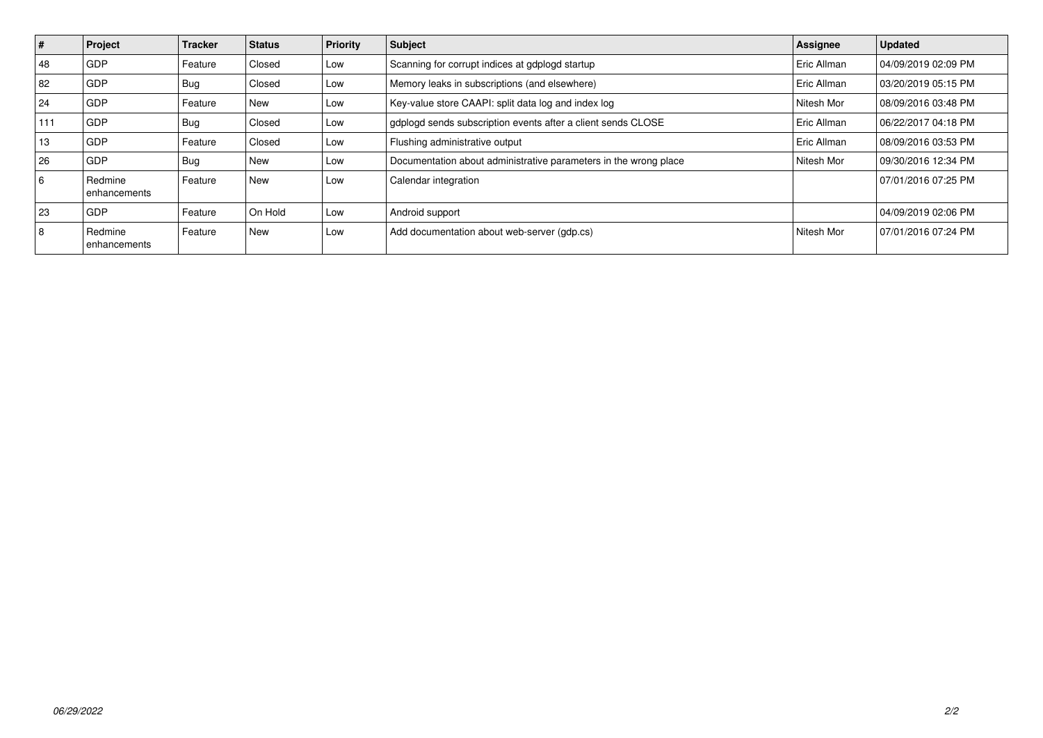| # | Project | Tracker | Status | Priority | Subject | Assignee | Updated |
|---|---|---|---|---|---|---|---|
| 48 | GDP | Feature | Closed | Low | Scanning for corrupt indices at gdplogd startup | Eric Allman | 04/09/2019 02:09 PM |
| 82 | GDP | Bug | Closed | Low | Memory leaks in subscriptions (and elsewhere) | Eric Allman | 03/20/2019 05:15 PM |
| 24 | GDP | Feature | New | Low | Key-value store CAAPI: split data log and index log | Nitesh Mor | 08/09/2016 03:48 PM |
| 111 | GDP | Bug | Closed | Low | gdplogd sends subscription events after a client sends CLOSE | Eric Allman | 06/22/2017 04:18 PM |
| 13 | GDP | Feature | Closed | Low | Flushing administrative output | Eric Allman | 08/09/2016 03:53 PM |
| 26 | GDP | Bug | New | Low | Documentation about administrative parameters in the wrong place | Nitesh Mor | 09/30/2016 12:34 PM |
| 6 | Redmine enhancements | Feature | New | Low | Calendar integration | | 07/01/2016 07:25 PM |
| 23 | GDP | Feature | On Hold | Low | Android support | | 04/09/2019 02:06 PM |
| 8 | Redmine enhancements | Feature | New | Low | Add documentation about web-server (gdp.cs) | Nitesh Mor | 07/01/2016 07:24 PM |